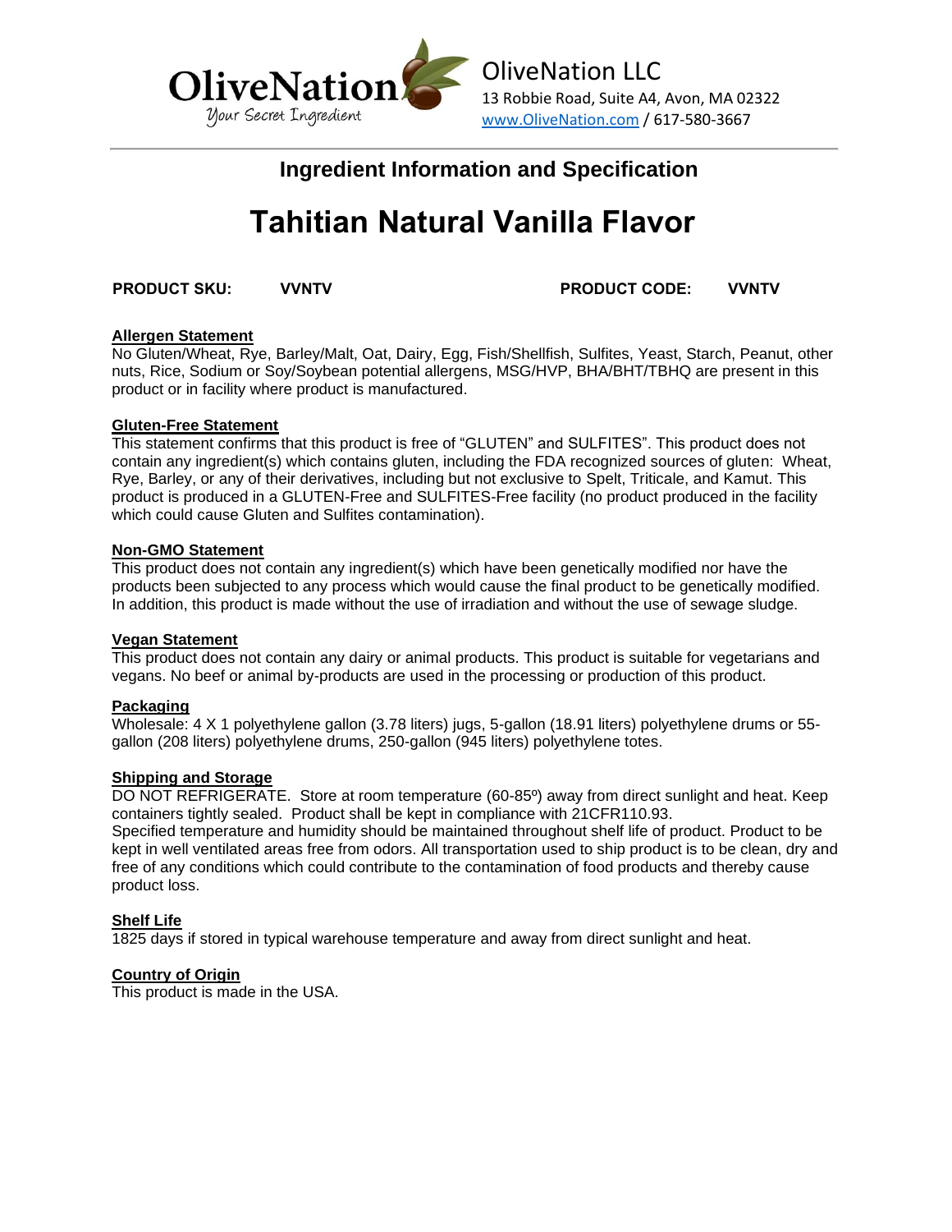OliveNation
Your Secret Ingredient

OliveNation LLC
13 Robbie Road, Suite A4, Avon, MA 02322
www.OliveNation.com / 617-580-3667

## Ingredient Information and Specification

# Tahitian Natural Vanilla Flavor

**PRODUCT SKU:** **VVNTV** **PRODUCT CODE:** **VVNTV**

**Allergen Statement**
No Gluten/Wheat, Rye, Barley/Malt, Oat, Dairy, Egg, Fish/Shellfish, Sulfites, Yeast, Starch, Peanut, other nuts, Rice, Sodium or Soy/Soybean potential allergens, MSG/HVP, BHA/BHT/TBHQ are present in this product or in facility where product is manufactured.

**Gluten-Free Statement**
This statement confirms that this product is free of "GLUTEN" and SULFITES". This product does not contain any ingredient(s) which contains gluten, including the FDA recognized sources of gluten: Wheat, Rye, Barley, or any of their derivatives, including but not exclusive to Spelt, Triticale, and Kamut. This product is produced in a GLUTEN-Free and SULFITES-Free facility (no product produced in the facility which could cause Gluten and Sulfites contamination).

**Non-GMO Statement**
This product does not contain any ingredient(s) which have been genetically modified nor have the products been subjected to any process which would cause the final product to be genetically modified. In addition, this product is made without the use of irradiation and without the use of sewage sludge.

**Vegan Statement**
This product does not contain any dairy or animal products. This product is suitable for vegetarians and vegans. No beef or animal by-products are used in the processing or production of this product.

**Packaging**
Wholesale: 4 X 1 polyethylene gallon (3.78 liters) jugs, 5-gallon (18.91 liters) polyethylene drums or 55-gallon (208 liters) polyethylene drums, 250-gallon (945 liters) polyethylene totes.

**Shipping and Storage**
DO NOT REFRIGERATE. Store at room temperature (60-85º) away from direct sunlight and heat. Keep containers tightly sealed. Product shall be kept in compliance with 21CFR110.93.
Specified temperature and humidity should be maintained throughout shelf life of product. Product to be kept in well ventilated areas free from odors. All transportation used to ship product is to be clean, dry and free of any conditions which could contribute to the contamination of food products and thereby cause product loss.

**Shelf Life**
1825 days if stored in typical warehouse temperature and away from direct sunlight and heat.

**Country of Origin**
This product is made in the USA.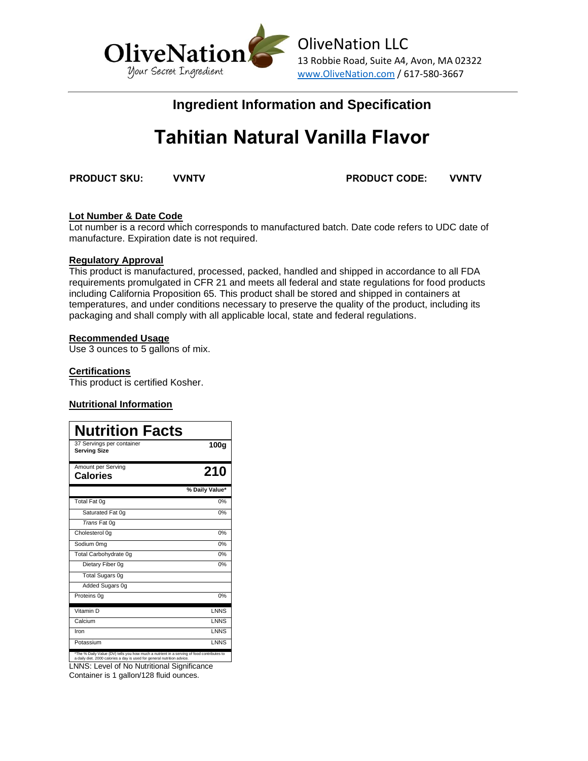OliveNation LLC
13 Robbie Road, Suite A4, Avon, MA 02322
www.OliveNation.com / 617-580-3667

## Ingredient Information and Specification

# Tahitian Natural Vanilla Flavor

**PRODUCT SKU:** **VVNTV** **PRODUCT CODE:** **VVNTV**

**Lot Number & Date Code**
Lot number is a record which corresponds to manufactured batch. Date code refers to UDC date of manufacture. Expiration date is not required.

**Regulatory Approval**
This product is manufactured, processed, packed, handled and shipped in accordance to all FDA requirements promulgated in CFR 21 and meets all federal and state regulations for food products including California Proposition 65. This product shall be stored and shipped in containers at temperatures, and under conditions necessary to preserve the quality of the product, including its packaging and shall comply with all applicable local, state and federal regulations.

**Recommended Usage**
Use 3 ounces to 5 gallons of mix.

**Certifications**
This product is certified Kosher.

**Nutritional Information**

**Nutrition Facts**

| 37 Servings per container<br>**Serving Size** | **100g** |
|---|---|
| Amount per Serving<br>**Calories** | **210** |
| | **% Daily Value*** |
| Total Fat 0g | 0% |
| Saturated Fat 0g | 0% |
| *Trans* Fat 0g | |
| Cholesterol 0g | 0% |
| Sodium 0mg | 0% |
| Total Carbohydrate 0g | 0% |
| Dietary Fiber 0g | 0% |
| Total Sugars 0g | |
| Added Sugars 0g | |
| Proteins 0g | 0% |
| Vitamin D | LNNS |
| Calcium | LNNS |
| Iron | LNNS |
| Potassium | LNNS |

*The % Daily Value (DV) tells you how much a nutrient in a serving of food contributes to a daily diet. 2000 calories a day is used for general nutrition advice.

LNNS: Level of No Nutritional Significance
Container is 1 gallon/128 fluid ounces.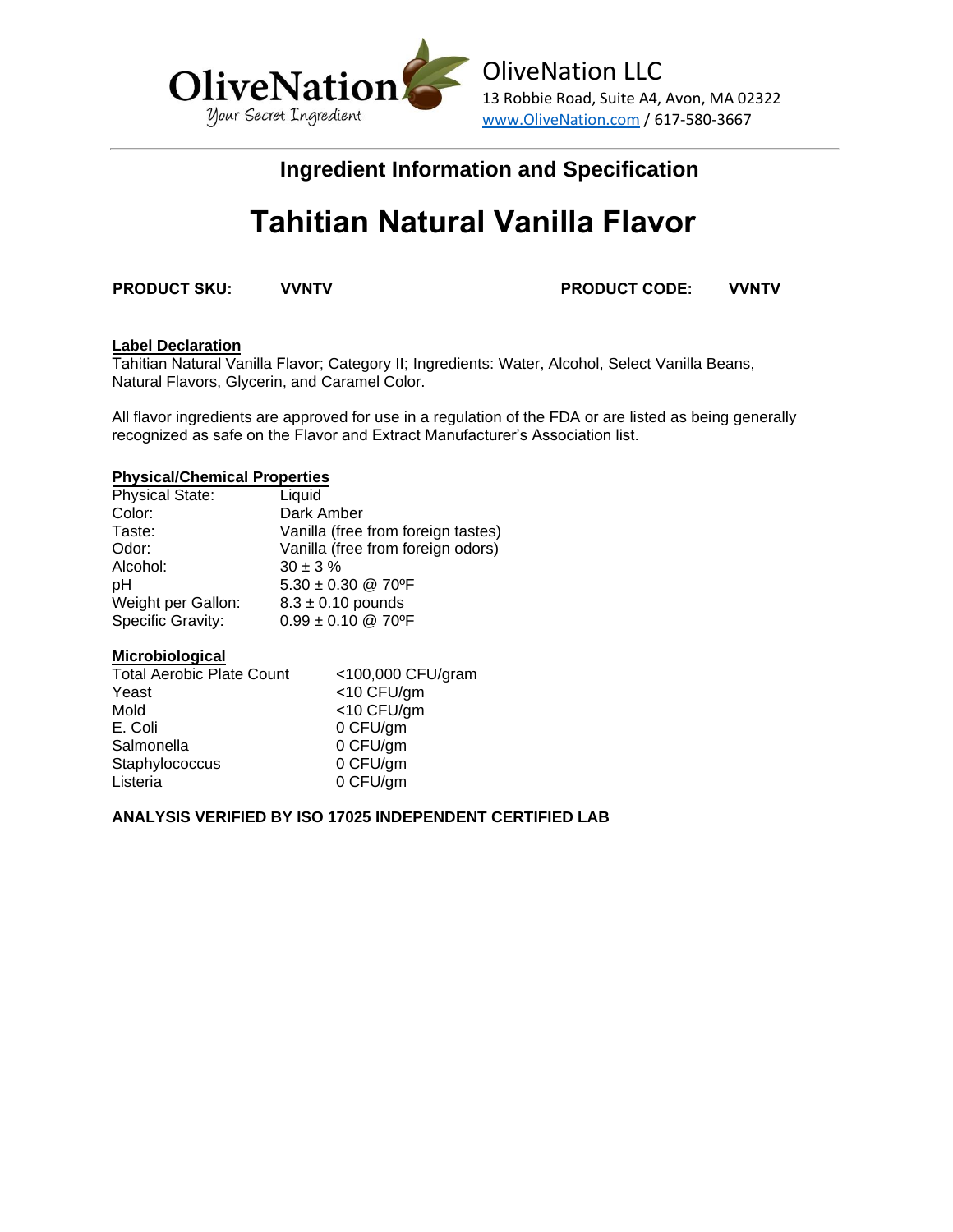OliveNation
*Your Secret Ingredient*

OliveNation LLC
13 Robbie Road, Suite A4, Avon, MA 02322
www.OliveNation.com / 617-580-3667

## Ingredient Information and Specification

# Tahitian Natural Vanilla Flavor

**PRODUCT SKU:** **VVNTV** **PRODUCT CODE:** **VVNTV**

**Label Declaration**

Tahitian Natural Vanilla Flavor; Category II; Ingredients: Water, Alcohol, Select Vanilla Beans, Natural Flavors, Glycerin, and Caramel Color.

All flavor ingredients are approved for use in a regulation of the FDA or are listed as being generally recognized as safe on the Flavor and Extract Manufacturer's Association list.

**Physical/Chemical Properties**

| | |
|---|---|
| Physical State: | Liquid |
| Color: | Dark Amber |
| Taste: | Vanilla (free from foreign tastes) |
| Odor: | Vanilla (free from foreign odors) |
| Alcohol: | 30 ± 3 % |
| pH | 5.30 ± 0.30 @ 70ºF |
| Weight per Gallon: | 8.3 ± 0.10 pounds |
| Specific Gravity: | 0.99 ± 0.10 @ 70ºF |

**Microbiological**

| | |
|---|---|
| Total Aerobic Plate Count | <100,000 CFU/gram |
| Yeast | <10 CFU/gm |
| Mold | <10 CFU/gm |
| E. Coli | 0 CFU/gm |
| Salmonella | 0 CFU/gm |
| Staphylococcus | 0 CFU/gm |
| Listeria | 0 CFU/gm |

**ANALYSIS VERIFIED BY ISO 17025 INDEPENDENT CERTIFIED LAB**